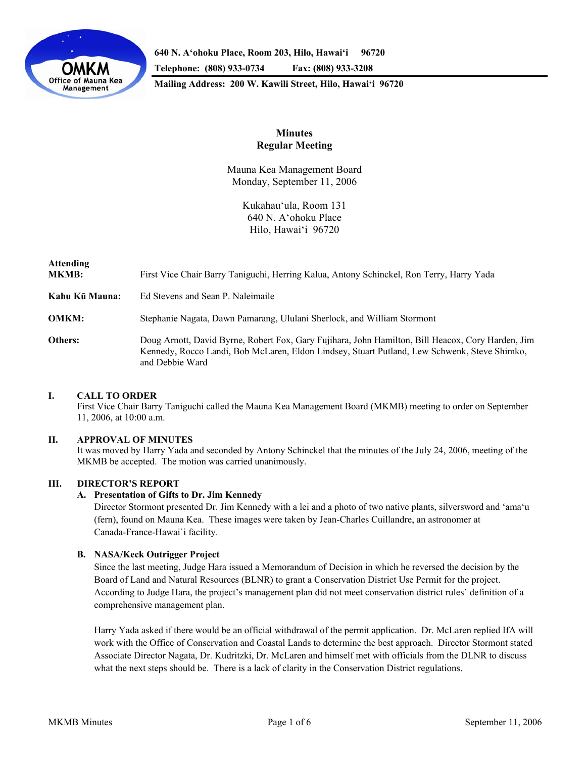640 N. A'ohoku Place, Room 203, Hilo, Hawai'i 96720

Telephone: (808) 933-0734 Fax: (808) 933-3208

Mailing Address: 200 W. Kawili Street, Hilo, Hawai'i 96720

# Minutes
## Regular Meeting

Mauna Kea Management Board
Monday, September 11, 2006

Kukahau'ula, Room 131
640 N. A'ohoku Place
Hilo, Hawai'i 96720

| | |
|---|---|
| **Attending MKMB:** | First Vice Chair Barry Taniguchi, Herring Kalua, Antony Schinckel, Ron Terry, Harry Yada |
| **Kahu Kū Mauna:** | Ed Stevens and Sean P. Naleimaile |
| **OMKM:** | Stephanie Nagata, Dawn Pamarang, Ululani Sherlock, and William Stormont |
| **Others:** | Doug Arnott, David Byrne, Robert Fox, Gary Fujihara, John Hamilton, Bill Heacox, Cory Harden, Jim Kennedy, Rocco Landi, Bob McLaren, Eldon Lindsey, Stuart Putland, Lew Schwenk, Steve Shimko, and Debbie Ward |

## I. CALL TO ORDER

First Vice Chair Barry Taniguchi called the Mauna Kea Management Board (MKMB) meeting to order on September 11, 2006, at 10:00 a.m.

## II. APPROVAL OF MINUTES

It was moved by Harry Yada and seconded by Antony Schinckel that the minutes of the July 24, 2006, meeting of the MKMB be accepted. The motion was carried unanimously.

## III. DIRECTOR'S REPORT

### A. Presentation of Gifts to Dr. Jim Kennedy

Director Stormont presented Dr. Jim Kennedy with a lei and a photo of two native plants, silversword and 'ama'u (fern), found on Mauna Kea. These images were taken by Jean-Charles Cuillandre, an astronomer at Canada-France-Hawai`i facility.

### B. NASA/Keck Outrigger Project

Since the last meeting, Judge Hara issued a Memorandum of Decision in which he reversed the decision by the Board of Land and Natural Resources (BLNR) to grant a Conservation District Use Permit for the project. According to Judge Hara, the project's management plan did not meet conservation district rules' definition of a comprehensive management plan.

Harry Yada asked if there would be an official withdrawal of the permit application. Dr. McLaren replied IfA will work with the Office of Conservation and Coastal Lands to determine the best approach. Director Stormont stated Associate Director Nagata, Dr. Kudritzki, Dr. McLaren and himself met with officials from the DLNR to discuss what the next steps should be. There is a lack of clarity in the Conservation District regulations.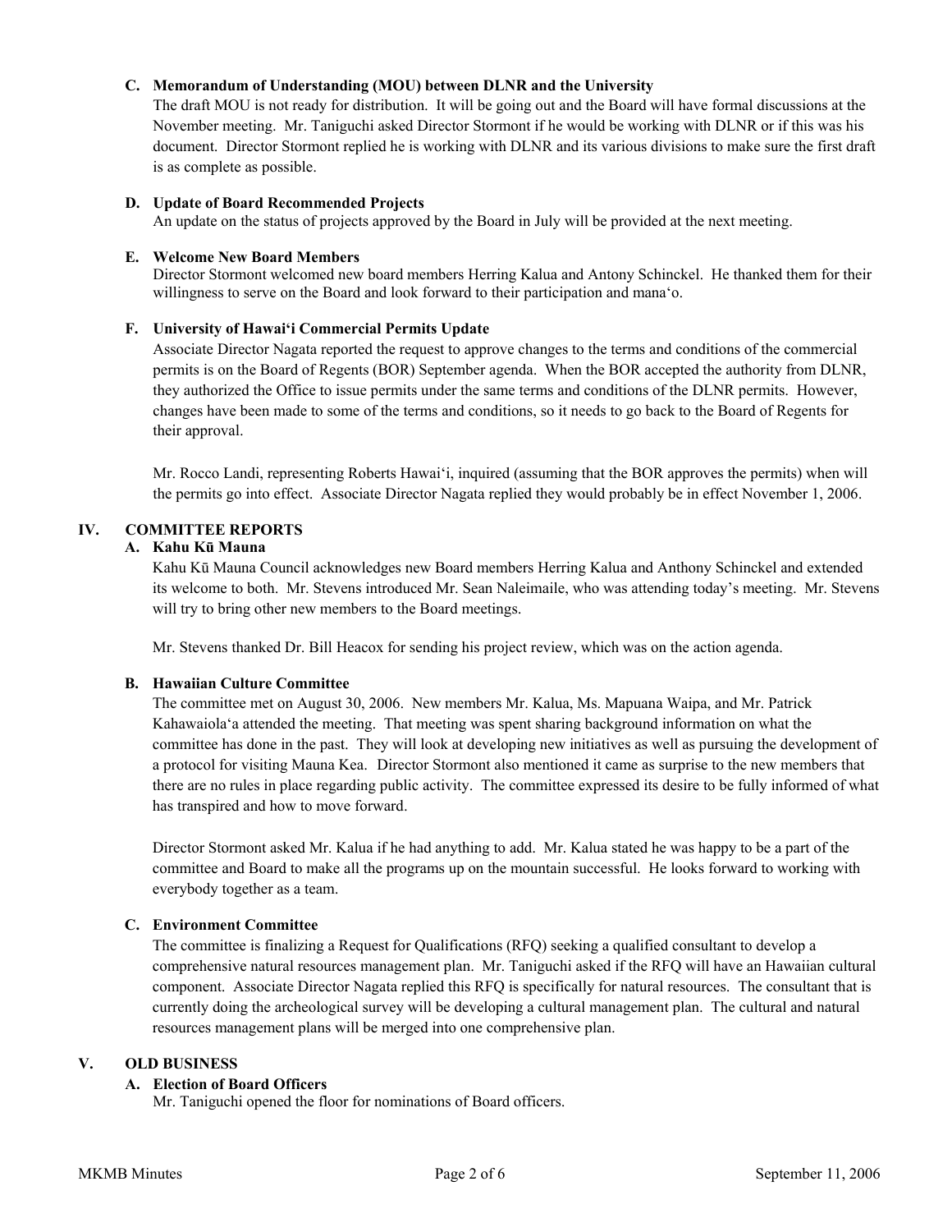### C. Memorandum of Understanding (MOU) between DLNR and the University

The draft MOU is not ready for distribution. It will be going out and the Board will have formal discussions at the November meeting. Mr. Taniguchi asked Director Stormont if he would be working with DLNR or if this was his document. Director Stormont replied he is working with DLNR and its various divisions to make sure the first draft is as complete as possible.

### D. Update of Board Recommended Projects

An update on the status of projects approved by the Board in July will be provided at the next meeting.

### E. Welcome New Board Members

Director Stormont welcomed new board members Herring Kalua and Antony Schinckel. He thanked them for their willingness to serve on the Board and look forward to their participation and mana‘o.

### F. University of Hawai‘i Commercial Permits Update

Associate Director Nagata reported the request to approve changes to the terms and conditions of the commercial permits is on the Board of Regents (BOR) September agenda. When the BOR accepted the authority from DLNR, they authorized the Office to issue permits under the same terms and conditions of the DLNR permits. However, changes have been made to some of the terms and conditions, so it needs to go back to the Board of Regents for their approval.

Mr. Rocco Landi, representing Roberts Hawai‘i, inquired (assuming that the BOR approves the permits) when will the permits go into effect. Associate Director Nagata replied they would probably be in effect November 1, 2006.

## IV. COMMITTEE REPORTS

### A. Kahu Kū Mauna

Kahu Kū Mauna Council acknowledges new Board members Herring Kalua and Anthony Schinckel and extended its welcome to both. Mr. Stevens introduced Mr. Sean Naleimaile, who was attending today's meeting. Mr. Stevens will try to bring other new members to the Board meetings.

Mr. Stevens thanked Dr. Bill Heacox for sending his project review, which was on the action agenda.

### B. Hawaiian Culture Committee

The committee met on August 30, 2006. New members Mr. Kalua, Ms. Mapuana Waipa, and Mr. Patrick Kahawaiola‘a attended the meeting. That meeting was spent sharing background information on what the committee has done in the past. They will look at developing new initiatives as well as pursuing the development of a protocol for visiting Mauna Kea. Director Stormont also mentioned it came as surprise to the new members that there are no rules in place regarding public activity. The committee expressed its desire to be fully informed of what has transpired and how to move forward.

Director Stormont asked Mr. Kalua if he had anything to add. Mr. Kalua stated he was happy to be a part of the committee and Board to make all the programs up on the mountain successful. He looks forward to working with everybody together as a team.

### C. Environment Committee

The committee is finalizing a Request for Qualifications (RFQ) seeking a qualified consultant to develop a comprehensive natural resources management plan. Mr. Taniguchi asked if the RFQ will have an Hawaiian cultural component. Associate Director Nagata replied this RFQ is specifically for natural resources. The consultant that is currently doing the archeological survey will be developing a cultural management plan. The cultural and natural resources management plans will be merged into one comprehensive plan.

## V. OLD BUSINESS

### A. Election of Board Officers

Mr. Taniguchi opened the floor for nominations of Board officers.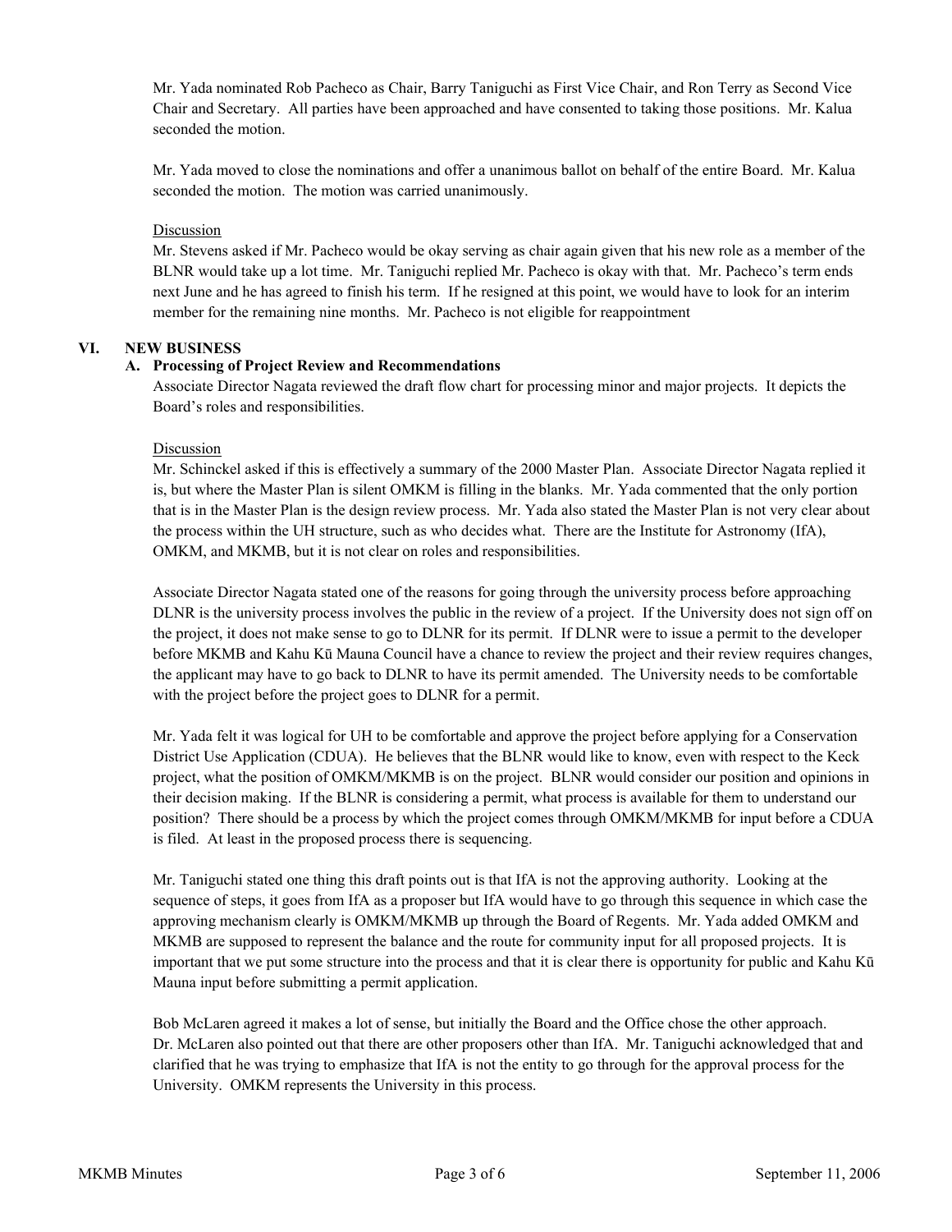Mr. Yada nominated Rob Pacheco as Chair, Barry Taniguchi as First Vice Chair, and Ron Terry as Second Vice Chair and Secretary. All parties have been approached and have consented to taking those positions. Mr. Kalua seconded the motion.

Mr. Yada moved to close the nominations and offer a unanimous ballot on behalf of the entire Board. Mr. Kalua seconded the motion. The motion was carried unanimously.

Discussion

Mr. Stevens asked if Mr. Pacheco would be okay serving as chair again given that his new role as a member of the BLNR would take up a lot time. Mr. Taniguchi replied Mr. Pacheco is okay with that. Mr. Pacheco's term ends next June and he has agreed to finish his term. If he resigned at this point, we would have to look for an interim member for the remaining nine months. Mr. Pacheco is not eligible for reappointment

## VI. NEW BUSINESS

### A. Processing of Project Review and Recommendations

Associate Director Nagata reviewed the draft flow chart for processing minor and major projects. It depicts the Board's roles and responsibilities.

Discussion

Mr. Schinckel asked if this is effectively a summary of the 2000 Master Plan. Associate Director Nagata replied it is, but where the Master Plan is silent OMKM is filling in the blanks. Mr. Yada commented that the only portion that is in the Master Plan is the design review process. Mr. Yada also stated the Master Plan is not very clear about the process within the UH structure, such as who decides what. There are the Institute for Astronomy (IfA), OMKM, and MKMB, but it is not clear on roles and responsibilities.

Associate Director Nagata stated one of the reasons for going through the university process before approaching DLNR is the university process involves the public in the review of a project. If the University does not sign off on the project, it does not make sense to go to DLNR for its permit. If DLNR were to issue a permit to the developer before MKMB and Kahu Kū Mauna Council have a chance to review the project and their review requires changes, the applicant may have to go back to DLNR to have its permit amended. The University needs to be comfortable with the project before the project goes to DLNR for a permit.

Mr. Yada felt it was logical for UH to be comfortable and approve the project before applying for a Conservation District Use Application (CDUA). He believes that the BLNR would like to know, even with respect to the Keck project, what the position of OMKM/MKMB is on the project. BLNR would consider our position and opinions in their decision making. If the BLNR is considering a permit, what process is available for them to understand our position? There should be a process by which the project comes through OMKM/MKMB for input before a CDUA is filed. At least in the proposed process there is sequencing.

Mr. Taniguchi stated one thing this draft points out is that IfA is not the approving authority. Looking at the sequence of steps, it goes from IfA as a proposer but IfA would have to go through this sequence in which case the approving mechanism clearly is OMKM/MKMB up through the Board of Regents. Mr. Yada added OMKM and MKMB are supposed to represent the balance and the route for community input for all proposed projects. It is important that we put some structure into the process and that it is clear there is opportunity for public and Kahu Kū Mauna input before submitting a permit application.

Bob McLaren agreed it makes a lot of sense, but initially the Board and the Office chose the other approach. Dr. McLaren also pointed out that there are other proposers other than IfA. Mr. Taniguchi acknowledged that and clarified that he was trying to emphasize that IfA is not the entity to go through for the approval process for the University. OMKM represents the University in this process.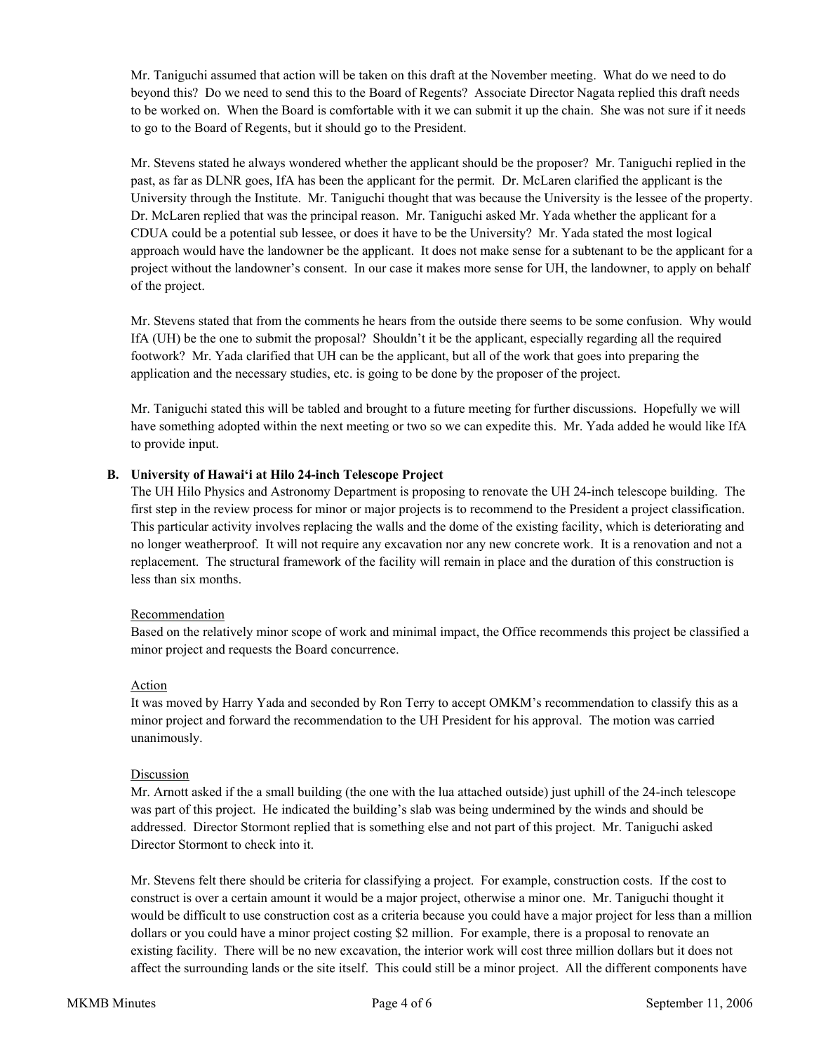Mr. Taniguchi assumed that action will be taken on this draft at the November meeting. What do we need to do beyond this? Do we need to send this to the Board of Regents? Associate Director Nagata replied this draft needs to be worked on. When the Board is comfortable with it we can submit it up the chain. She was not sure if it needs to go to the Board of Regents, but it should go to the President.

Mr. Stevens stated he always wondered whether the applicant should be the proposer? Mr. Taniguchi replied in the past, as far as DLNR goes, IfA has been the applicant for the permit. Dr. McLaren clarified the applicant is the University through the Institute. Mr. Taniguchi thought that was because the University is the lessee of the property. Dr. McLaren replied that was the principal reason. Mr. Taniguchi asked Mr. Yada whether the applicant for a CDUA could be a potential sub lessee, or does it have to be the University? Mr. Yada stated the most logical approach would have the landowner be the applicant. It does not make sense for a subtenant to be the applicant for a project without the landowner's consent. In our case it makes more sense for UH, the landowner, to apply on behalf of the project.

Mr. Stevens stated that from the comments he hears from the outside there seems to be some confusion. Why would IfA (UH) be the one to submit the proposal? Shouldn't it be the applicant, especially regarding all the required footwork? Mr. Yada clarified that UH can be the applicant, but all of the work that goes into preparing the application and the necessary studies, etc. is going to be done by the proposer of the project.

Mr. Taniguchi stated this will be tabled and brought to a future meeting for further discussions. Hopefully we will have something adopted within the next meeting or two so we can expedite this. Mr. Yada added he would like IfA to provide input.

**B. University of Hawai'i at Hilo 24-inch Telescope Project**

The UH Hilo Physics and Astronomy Department is proposing to renovate the UH 24-inch telescope building. The first step in the review process for minor or major projects is to recommend to the President a project classification. This particular activity involves replacing the walls and the dome of the existing facility, which is deteriorating and no longer weatherproof. It will not require any excavation nor any new concrete work. It is a renovation and not a replacement. The structural framework of the facility will remain in place and the duration of this construction is less than six months.

Recommendation

Based on the relatively minor scope of work and minimal impact, the Office recommends this project be classified a minor project and requests the Board concurrence.

Action

It was moved by Harry Yada and seconded by Ron Terry to accept OMKM's recommendation to classify this as a minor project and forward the recommendation to the UH President for his approval. The motion was carried unanimously.

Discussion

Mr. Arnott asked if the a small building (the one with the lua attached outside) just uphill of the 24-inch telescope was part of this project. He indicated the building's slab was being undermined by the winds and should be addressed. Director Stormont replied that is something else and not part of this project. Mr. Taniguchi asked Director Stormont to check into it.

Mr. Stevens felt there should be criteria for classifying a project. For example, construction costs. If the cost to construct is over a certain amount it would be a major project, otherwise a minor one. Mr. Taniguchi thought it would be difficult to use construction cost as a criteria because you could have a major project for less than a million dollars or you could have a minor project costing $2 million. For example, there is a proposal to renovate an existing facility. There will be no new excavation, the interior work will cost three million dollars but it does not affect the surrounding lands or the site itself. This could still be a minor project. All the different components have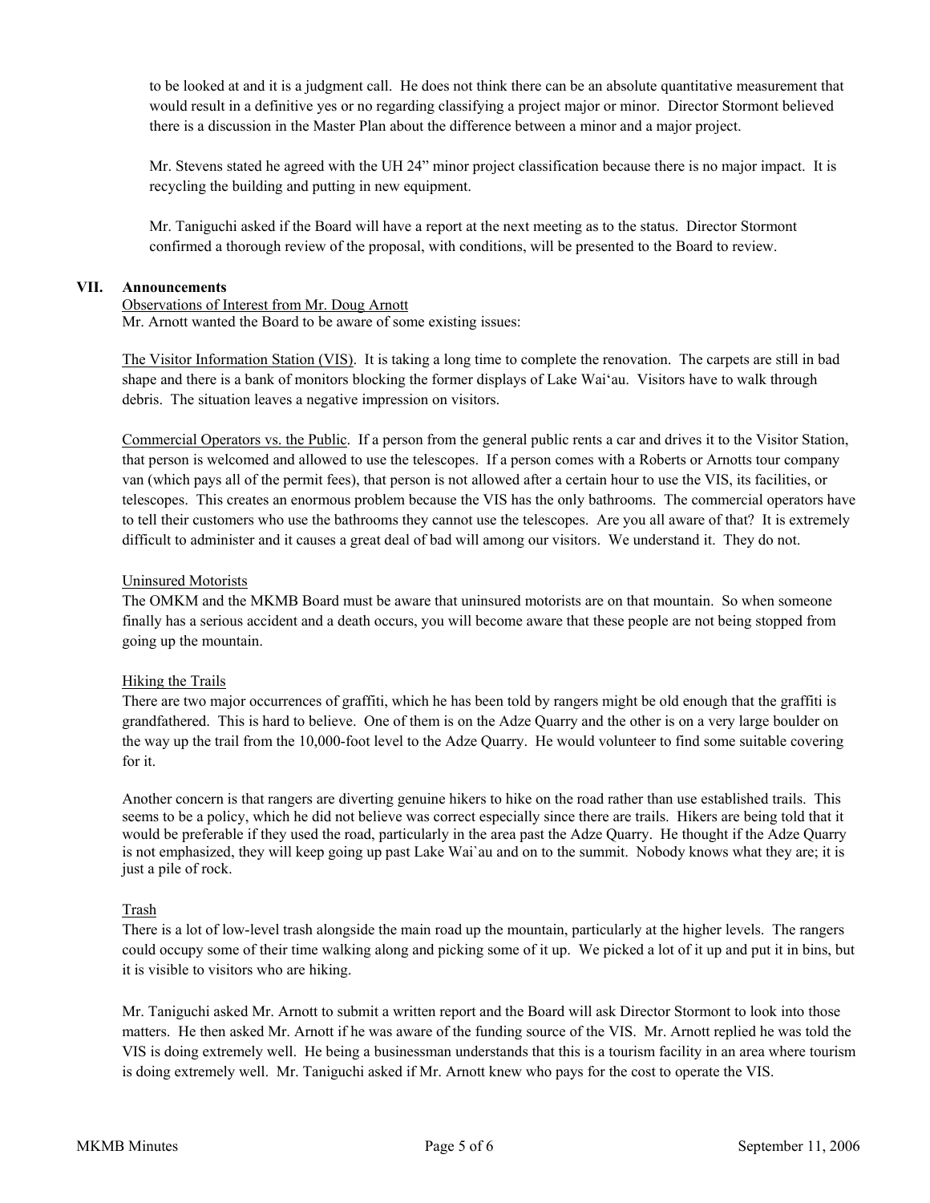to be looked at and it is a judgment call. He does not think there can be an absolute quantitative measurement that would result in a definitive yes or no regarding classifying a project major or minor. Director Stormont believed there is a discussion in the Master Plan about the difference between a minor and a major project.

Mr. Stevens stated he agreed with the UH 24" minor project classification because there is no major impact. It is recycling the building and putting in new equipment.

Mr. Taniguchi asked if the Board will have a report at the next meeting as to the status. Director Stormont confirmed a thorough review of the proposal, with conditions, will be presented to the Board to review.

## VII. Announcements

Observations of Interest from Mr. Doug Arnott

Mr. Arnott wanted the Board to be aware of some existing issues:

The Visitor Information Station (VIS). It is taking a long time to complete the renovation. The carpets are still in bad shape and there is a bank of monitors blocking the former displays of Lake Wai'au. Visitors have to walk through debris. The situation leaves a negative impression on visitors.

Commercial Operators vs. the Public. If a person from the general public rents a car and drives it to the Visitor Station, that person is welcomed and allowed to use the telescopes. If a person comes with a Roberts or Arnotts tour company van (which pays all of the permit fees), that person is not allowed after a certain hour to use the VIS, its facilities, or telescopes. This creates an enormous problem because the VIS has the only bathrooms. The commercial operators have to tell their customers who use the bathrooms they cannot use the telescopes. Are you all aware of that? It is extremely difficult to administer and it causes a great deal of bad will among our visitors. We understand it. They do not.

Uninsured Motorists

The OMKM and the MKMB Board must be aware that uninsured motorists are on that mountain. So when someone finally has a serious accident and a death occurs, you will become aware that these people are not being stopped from going up the mountain.

Hiking the Trails

There are two major occurrences of graffiti, which he has been told by rangers might be old enough that the graffiti is grandfathered. This is hard to believe. One of them is on the Adze Quarry and the other is on a very large boulder on the way up the trail from the 10,000-foot level to the Adze Quarry. He would volunteer to find some suitable covering for it.

Another concern is that rangers are diverting genuine hikers to hike on the road rather than use established trails. This seems to be a policy, which he did not believe was correct especially since there are trails. Hikers are being told that it would be preferable if they used the road, particularly in the area past the Adze Quarry. He thought if the Adze Quarry is not emphasized, they will keep going up past Lake Wai`au and on to the summit. Nobody knows what they are; it is just a pile of rock.

Trash

There is a lot of low-level trash alongside the main road up the mountain, particularly at the higher levels. The rangers could occupy some of their time walking along and picking some of it up. We picked a lot of it up and put it in bins, but it is visible to visitors who are hiking.

Mr. Taniguchi asked Mr. Arnott to submit a written report and the Board will ask Director Stormont to look into those matters. He then asked Mr. Arnott if he was aware of the funding source of the VIS. Mr. Arnott replied he was told the VIS is doing extremely well. He being a businessman understands that this is a tourism facility in an area where tourism is doing extremely well. Mr. Taniguchi asked if Mr. Arnott knew who pays for the cost to operate the VIS.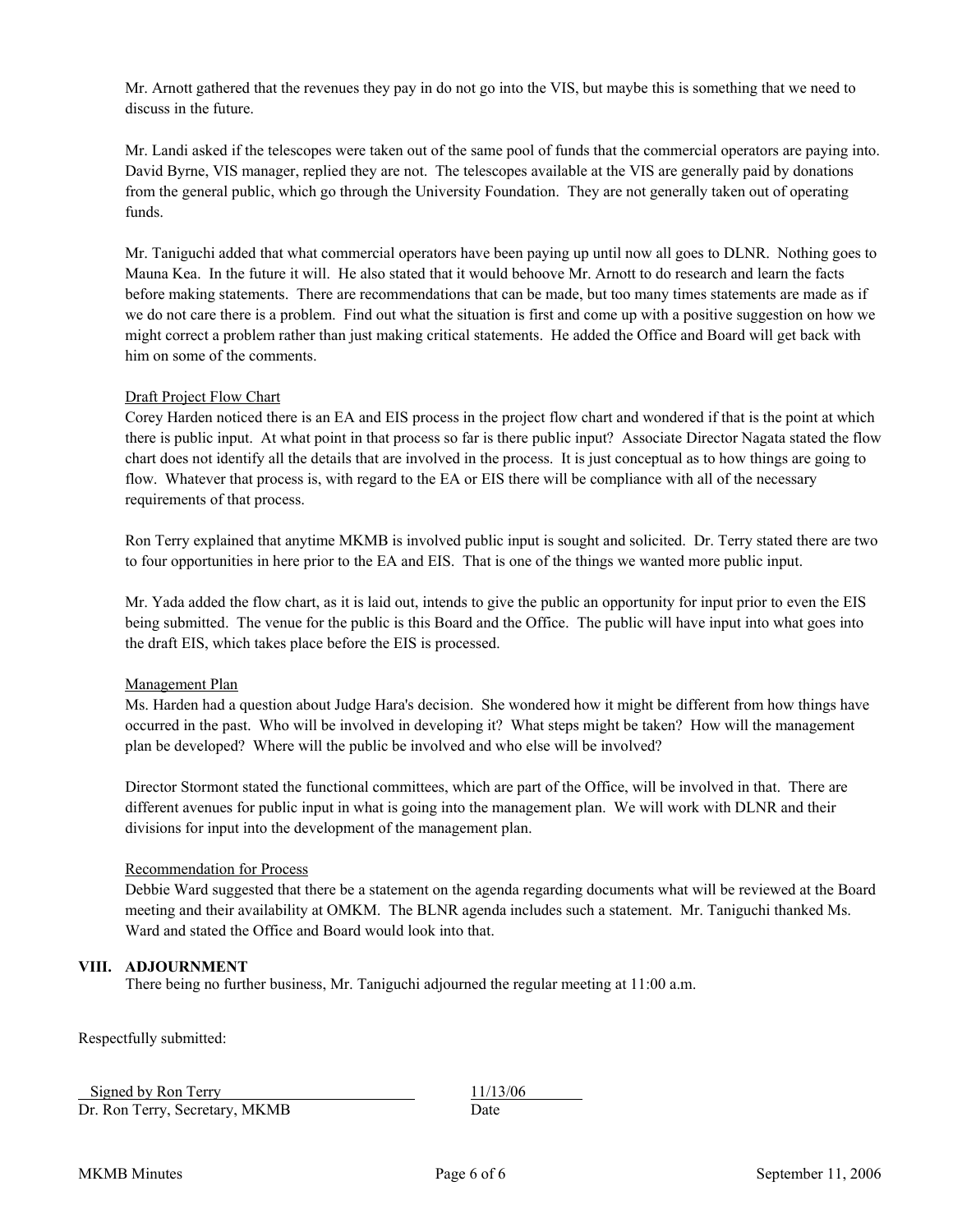Mr. Arnott gathered that the revenues they pay in do not go into the VIS, but maybe this is something that we need to discuss in the future.

Mr. Landi asked if the telescopes were taken out of the same pool of funds that the commercial operators are paying into. David Byrne, VIS manager, replied they are not. The telescopes available at the VIS are generally paid by donations from the general public, which go through the University Foundation. They are not generally taken out of operating funds.

Mr. Taniguchi added that what commercial operators have been paying up until now all goes to DLNR. Nothing goes to Mauna Kea. In the future it will. He also stated that it would behoove Mr. Arnott to do research and learn the facts before making statements. There are recommendations that can be made, but too many times statements are made as if we do not care there is a problem. Find out what the situation is first and come up with a positive suggestion on how we might correct a problem rather than just making critical statements. He added the Office and Board will get back with him on some of the comments.

Draft Project Flow Chart

Corey Harden noticed there is an EA and EIS process in the project flow chart and wondered if that is the point at which there is public input. At what point in that process so far is there public input? Associate Director Nagata stated the flow chart does not identify all the details that are involved in the process. It is just conceptual as to how things are going to flow. Whatever that process is, with regard to the EA or EIS there will be compliance with all of the necessary requirements of that process.

Ron Terry explained that anytime MKMB is involved public input is sought and solicited. Dr. Terry stated there are two to four opportunities in here prior to the EA and EIS. That is one of the things we wanted more public input.

Mr. Yada added the flow chart, as it is laid out, intends to give the public an opportunity for input prior to even the EIS being submitted. The venue for the public is this Board and the Office. The public will have input into what goes into the draft EIS, which takes place before the EIS is processed.

Management Plan

Ms. Harden had a question about Judge Hara's decision. She wondered how it might be different from how things have occurred in the past. Who will be involved in developing it? What steps might be taken? How will the management plan be developed? Where will the public be involved and who else will be involved?

Director Stormont stated the functional committees, which are part of the Office, will be involved in that. There are different avenues for public input in what is going into the management plan. We will work with DLNR and their divisions for input into the development of the management plan.

Recommendation for Process

Debbie Ward suggested that there be a statement on the agenda regarding documents what will be reviewed at the Board meeting and their availability at OMKM. The BLNR agenda includes such a statement. Mr. Taniguchi thanked Ms. Ward and stated the Office and Board would look into that.

## VIII. ADJOURNMENT

There being no further business, Mr. Taniguchi adjourned the regular meeting at 11:00 a.m.

Respectfully submitted:

Signed by Ron Terry — 11/13/06

Dr. Ron Terry, Secretary, MKMB — Date